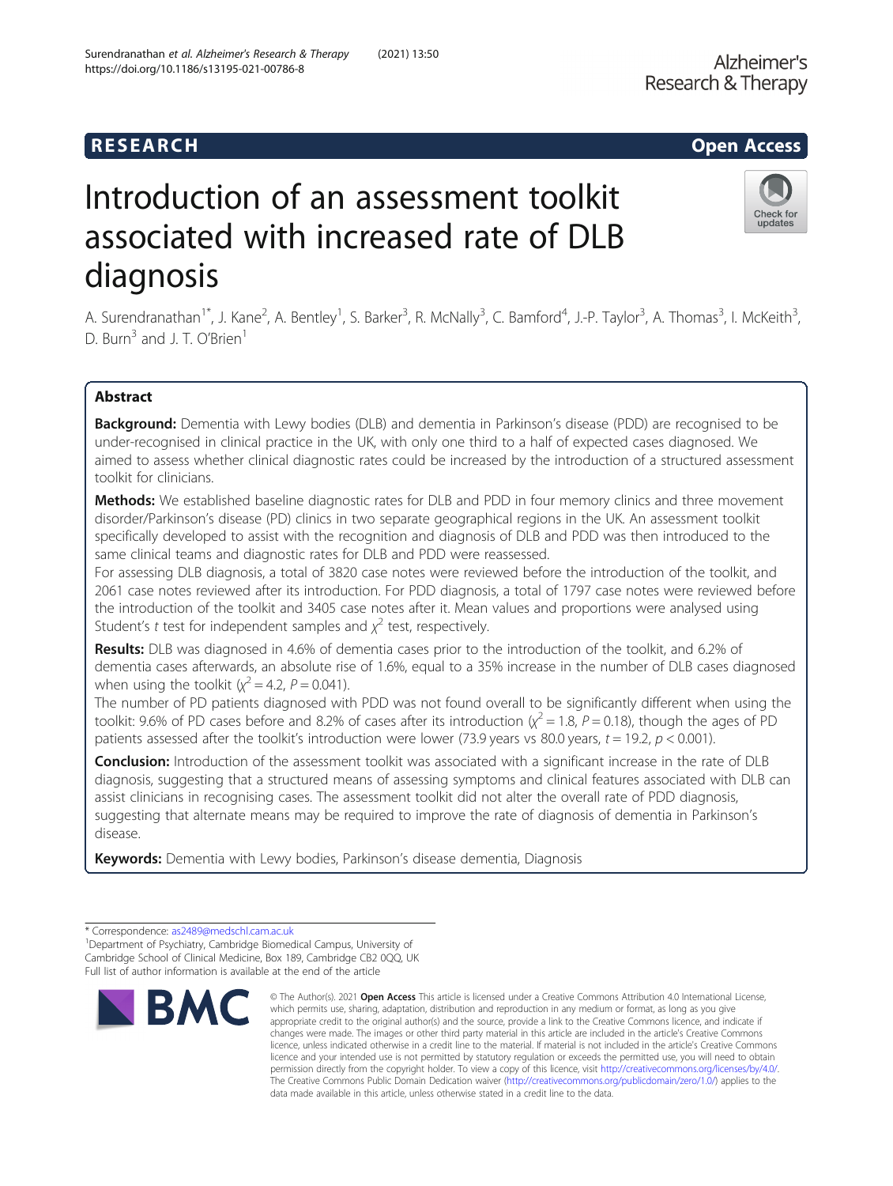RESEARCH

Open Access

# Introduction of an assessment toolkit associated with increased rate of DLB diagnosis

A. Surendranathan[1*], J. Kane[2], A. Bentley[1], S. Barker[3], R. McNally[3], C. Bamford[4], J.-P. Taylor[3], A. Thomas[3], I. McKeith[3], D. Burn[3] and J. T. O'Brien[1]

## Abstract

**Background:** Dementia with Lewy bodies (DLB) and dementia in Parkinson's disease (PDD) are recognised to be under-recognised in clinical practice in the UK, with only one third to a half of expected cases diagnosed. We aimed to assess whether clinical diagnostic rates could be increased by the introduction of a structured assessment toolkit for clinicians.

**Methods:** We established baseline diagnostic rates for DLB and PDD in four memory clinics and three movement disorder/Parkinson's disease (PD) clinics in two separate geographical regions in the UK. An assessment toolkit specifically developed to assist with the recognition and diagnosis of DLB and PDD was then introduced to the same clinical teams and diagnostic rates for DLB and PDD were reassessed.

For assessing DLB diagnosis, a total of 3820 case notes were reviewed before the introduction of the toolkit, and 2061 case notes reviewed after its introduction. For PDD diagnosis, a total of 1797 case notes were reviewed before the introduction of the toolkit and 3405 case notes after it. Mean values and proportions were analysed using Student's *t* test for independent samples and $\chi^2$ test, respectively.

**Results:** DLB was diagnosed in 4.6% of dementia cases prior to the introduction of the toolkit, and 6.2% of dementia cases afterwards, an absolute rise of 1.6%, equal to a 35% increase in the number of DLB cases diagnosed when using the toolkit ($\chi^2 = 4.2$, $P = 0.041$).

The number of PD patients diagnosed with PDD was not found overall to be significantly different when using the toolkit: 9.6% of PD cases before and 8.2% of cases after its introduction ($\chi^2 = 1.8$, $P = 0.18$), though the ages of PD patients assessed after the toolkit's introduction were lower (73.9 years vs 80.0 years, $t = 19.2$, $p < 0.001$).

**Conclusion:** Introduction of the assessment toolkit was associated with a significant increase in the rate of DLB diagnosis, suggesting that a structured means of assessing symptoms and clinical features associated with DLB can assist clinicians in recognising cases. The assessment toolkit did not alter the overall rate of PDD diagnosis, suggesting that alternate means may be required to improve the rate of diagnosis of dementia in Parkinson's disease.

**Keywords:** Dementia with Lewy bodies, Parkinson's disease dementia, Diagnosis

\* Correspondence: as2489@medschl.cam.ac.uk
[1]Department of Psychiatry, Cambridge Biomedical Campus, University of Cambridge School of Clinical Medicine, Box 189, Cambridge CB2 0QQ, UK
Full list of author information is available at the end of the article

© The Author(s). 2021 **Open Access** This article is licensed under a Creative Commons Attribution 4.0 International License, which permits use, sharing, adaptation, distribution and reproduction in any medium or format, as long as you give appropriate credit to the original author(s) and the source, provide a link to the Creative Commons licence, and indicate if changes were made. The images or other third party material in this article are included in the article's Creative Commons licence, unless indicated otherwise in a credit line to the material. If material is not included in the article's Creative Commons licence and your intended use is not permitted by statutory regulation or exceeds the permitted use, you will need to obtain permission directly from the copyright holder. To view a copy of this licence, visit http://creativecommons.org/licenses/by/4.0/. The Creative Commons Public Domain Dedication waiver (http://creativecommons.org/publicdomain/zero/1.0/) applies to the data made available in this article, unless otherwise stated in a credit line to the data.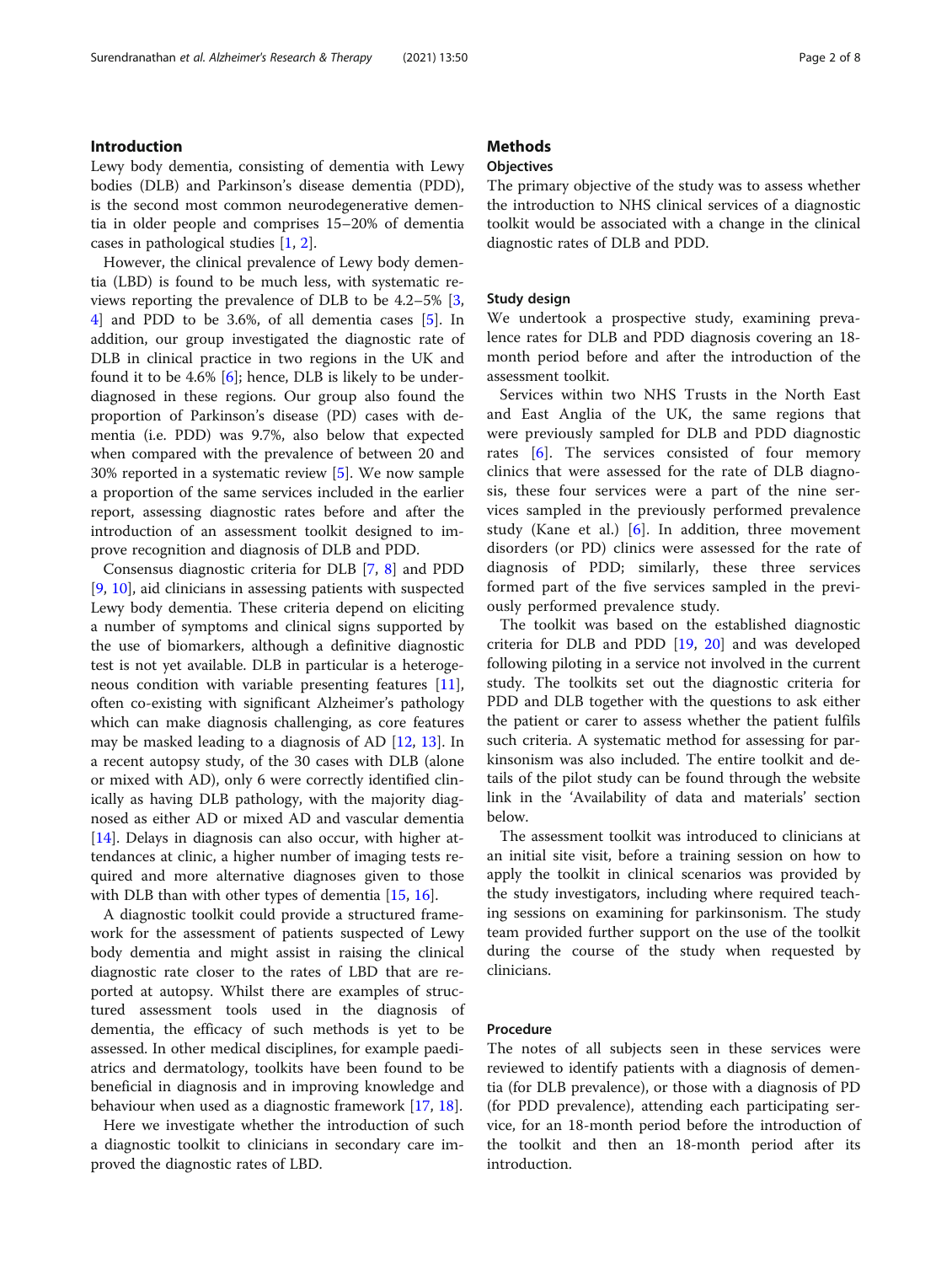## Introduction

Lewy body dementia, consisting of dementia with Lewy bodies (DLB) and Parkinson's disease dementia (PDD), is the second most common neurodegenerative dementia in older people and comprises 15–20% of dementia cases in pathological studies [1, 2].

However, the clinical prevalence of Lewy body dementia (LBD) is found to be much less, with systematic reviews reporting the prevalence of DLB to be 4.2–5% [3, 4] and PDD to be 3.6%, of all dementia cases [5]. In addition, our group investigated the diagnostic rate of DLB in clinical practice in two regions in the UK and found it to be 4.6% [6]; hence, DLB is likely to be underdiagnosed in these regions. Our group also found the proportion of Parkinson's disease (PD) cases with dementia (i.e. PDD) was 9.7%, also below that expected when compared with the prevalence of between 20 and 30% reported in a systematic review [5]. We now sample a proportion of the same services included in the earlier report, assessing diagnostic rates before and after the introduction of an assessment toolkit designed to improve recognition and diagnosis of DLB and PDD.

Consensus diagnostic criteria for DLB [7, 8] and PDD [9, 10], aid clinicians in assessing patients with suspected Lewy body dementia. These criteria depend on eliciting a number of symptoms and clinical signs supported by the use of biomarkers, although a definitive diagnostic test is not yet available. DLB in particular is a heterogeneous condition with variable presenting features [11], often co-existing with significant Alzheimer's pathology which can make diagnosis challenging, as core features may be masked leading to a diagnosis of AD [12, 13]. In a recent autopsy study, of the 30 cases with DLB (alone or mixed with AD), only 6 were correctly identified clinically as having DLB pathology, with the majority diagnosed as either AD or mixed AD and vascular dementia [14]. Delays in diagnosis can also occur, with higher attendances at clinic, a higher number of imaging tests required and more alternative diagnoses given to those with DLB than with other types of dementia [15, 16].

A diagnostic toolkit could provide a structured framework for the assessment of patients suspected of Lewy body dementia and might assist in raising the clinical diagnostic rate closer to the rates of LBD that are reported at autopsy. Whilst there are examples of structured assessment tools used in the diagnosis of dementia, the efficacy of such methods is yet to be assessed. In other medical disciplines, for example paediatrics and dermatology, toolkits have been found to be beneficial in diagnosis and in improving knowledge and behaviour when used as a diagnostic framework [17, 18].

Here we investigate whether the introduction of such a diagnostic toolkit to clinicians in secondary care improved the diagnostic rates of LBD.

## Methods

### Objectives

The primary objective of the study was to assess whether the introduction to NHS clinical services of a diagnostic toolkit would be associated with a change in the clinical diagnostic rates of DLB and PDD.

### Study design

We undertook a prospective study, examining prevalence rates for DLB and PDD diagnosis covering an 18-month period before and after the introduction of the assessment toolkit.

Services within two NHS Trusts in the North East and East Anglia of the UK, the same regions that were previously sampled for DLB and PDD diagnostic rates [6]. The services consisted of four memory clinics that were assessed for the rate of DLB diagnosis, these four services were a part of the nine services sampled in the previously performed prevalence study (Kane et al.) [6]. In addition, three movement disorders (or PD) clinics were assessed for the rate of diagnosis of PDD; similarly, these three services formed part of the five services sampled in the previously performed prevalence study.

The toolkit was based on the established diagnostic criteria for DLB and PDD [19, 20] and was developed following piloting in a service not involved in the current study. The toolkits set out the diagnostic criteria for PDD and DLB together with the questions to ask either the patient or carer to assess whether the patient fulfils such criteria. A systematic method for assessing for parkinsonism was also included. The entire toolkit and details of the pilot study can be found through the website link in the 'Availability of data and materials' section below.

The assessment toolkit was introduced to clinicians at an initial site visit, before a training session on how to apply the toolkit in clinical scenarios was provided by the study investigators, including where required teaching sessions on examining for parkinsonism. The study team provided further support on the use of the toolkit during the course of the study when requested by clinicians.

### Procedure

The notes of all subjects seen in these services were reviewed to identify patients with a diagnosis of dementia (for DLB prevalence), or those with a diagnosis of PD (for PDD prevalence), attending each participating service, for an 18-month period before the introduction of the toolkit and then an 18-month period after its introduction.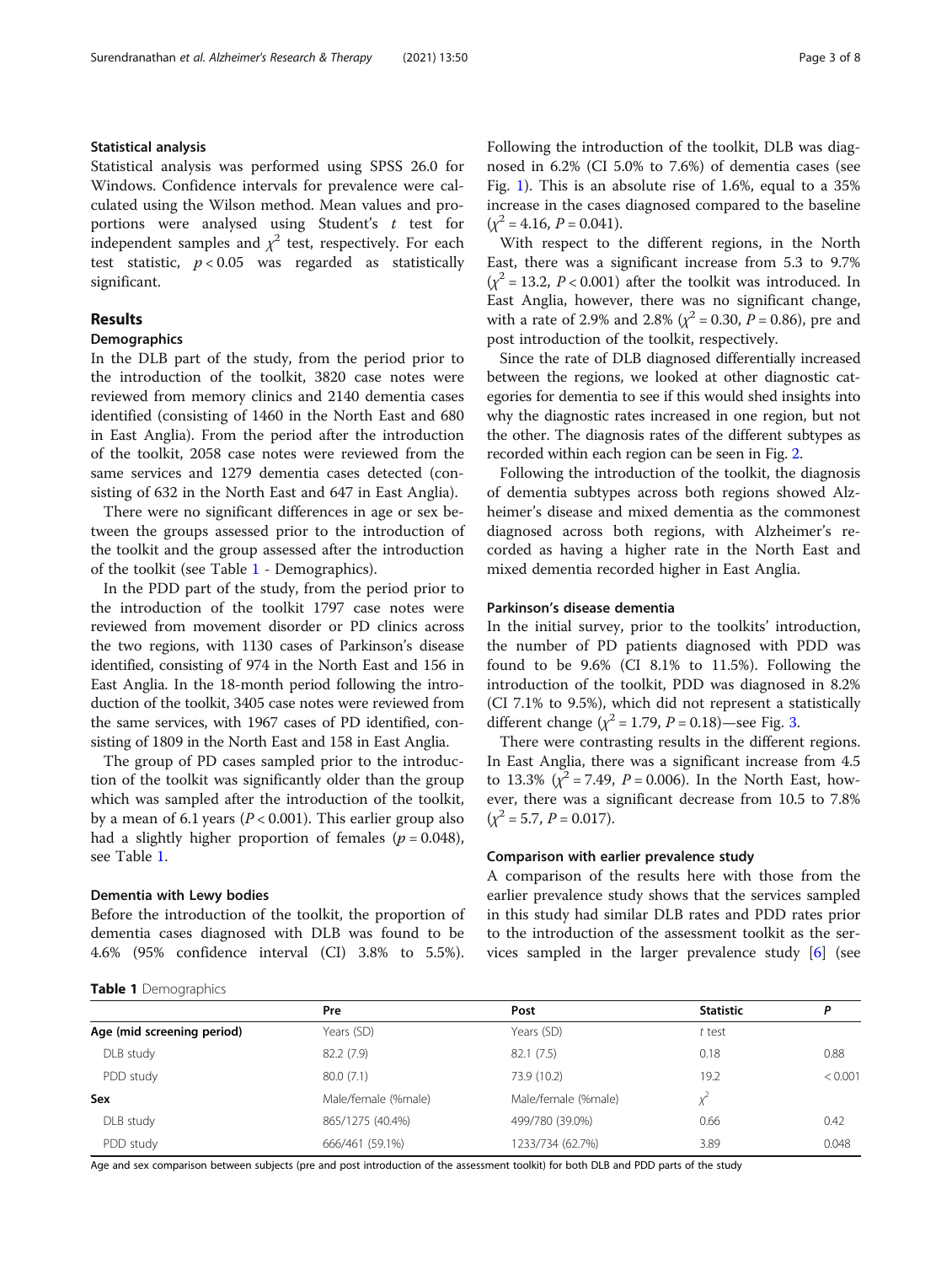### Statistical analysis

Statistical analysis was performed using SPSS 26.0 for Windows. Confidence intervals for prevalence were calculated using the Wilson method. Mean values and proportions were analysed using Student's *t* test for independent samples and $\chi^2$ test, respectively. For each test statistic, $p < 0.05$ was regarded as statistically significant.

## Results

### Demographics

In the DLB part of the study, from the period prior to the introduction of the toolkit, 3820 case notes were reviewed from memory clinics and 2140 dementia cases identified (consisting of 1460 in the North East and 680 in East Anglia). From the period after the introduction of the toolkit, 2058 case notes were reviewed from the same services and 1279 dementia cases detected (consisting of 632 in the North East and 647 in East Anglia).

There were no significant differences in age or sex between the groups assessed prior to the introduction of the toolkit and the group assessed after the introduction of the toolkit (see Table 1 - Demographics).

In the PDD part of the study, from the period prior to the introduction of the toolkit 1797 case notes were reviewed from movement disorder or PD clinics across the two regions, with 1130 cases of Parkinson's disease identified, consisting of 974 in the North East and 156 in East Anglia. In the 18-month period following the introduction of the toolkit, 3405 case notes were reviewed from the same services, with 1967 cases of PD identified, consisting of 1809 in the North East and 158 in East Anglia.

The group of PD cases sampled prior to the introduction of the toolkit was significantly older than the group which was sampled after the introduction of the toolkit, by a mean of 6.1 years ($P < 0.001$). This earlier group also had a slightly higher proportion of females ($p = 0.048$), see Table 1.

### Dementia with Lewy bodies

Before the introduction of the toolkit, the proportion of dementia cases diagnosed with DLB was found to be 4.6% (95% confidence interval (CI) 3.8% to 5.5%). Following the introduction of the toolkit, DLB was diagnosed in 6.2% (CI 5.0% to 7.6%) of dementia cases (see Fig. 1). This is an absolute rise of 1.6%, equal to a 35% increase in the cases diagnosed compared to the baseline ($\chi^2 = 4.16$, $P = 0.041$).

With respect to the different regions, in the North East, there was a significant increase from 5.3 to 9.7% ($\chi^2 = 13.2$, $P < 0.001$) after the toolkit was introduced. In East Anglia, however, there was no significant change, with a rate of 2.9% and 2.8% ($\chi^2 = 0.30$, $P = 0.86$), pre and post introduction of the toolkit, respectively.

Since the rate of DLB diagnosed differentially increased between the regions, we looked at other diagnostic categories for dementia to see if this would shed insights into why the diagnostic rates increased in one region, but not the other. The diagnosis rates of the different subtypes as recorded within each region can be seen in Fig. 2.

Following the introduction of the toolkit, the diagnosis of dementia subtypes across both regions showed Alzheimer's disease and mixed dementia as the commonest diagnosed across both regions, with Alzheimer's recorded as having a higher rate in the North East and mixed dementia recorded higher in East Anglia.

### Parkinson's disease dementia

In the initial survey, prior to the toolkits' introduction, the number of PD patients diagnosed with PDD was found to be 9.6% (CI 8.1% to 11.5%). Following the introduction of the toolkit, PDD was diagnosed in 8.2% (CI 7.1% to 9.5%), which did not represent a statistically different change ($\chi^2 = 1.79$, $P = 0.18$)—see Fig. 3.

There were contrasting results in the different regions. In East Anglia, there was a significant increase from 4.5 to 13.3% ($\chi^2 = 7.49$, $P = 0.006$). In the North East, however, there was a significant decrease from 10.5 to 7.8% ($\chi^2 = 5.7$, $P = 0.017$).

### Comparison with earlier prevalence study

A comparison of the results here with those from the earlier prevalence study shows that the services sampled in this study had similar DLB rates and PDD rates prior to the introduction of the assessment toolkit as the services sampled in the larger prevalence study [6] (see

**Table 1** Demographics

| | Pre | Post | Statistic | P |
|---|---|---|---|---|
| **Age (mid screening period)** | Years (SD) | Years (SD) | *t* test | |
| DLB study | 82.2 (7.9) | 82.1 (7.5) | 0.18 | 0.88 |
| PDD study | 80.0 (7.1) | 73.9 (10.2) | 19.2 | < 0.001 |
| **Sex** | Male/female (%male) | Male/female (%male) | $\chi^2$ | |
| DLB study | 865/1275 (40.4%) | 499/780 (39.0%) | 0.66 | 0.42 |
| PDD study | 666/461 (59.1%) | 1233/734 (62.7%) | 3.89 | 0.048 |

Age and sex comparison between subjects (pre and post introduction of the assessment toolkit) for both DLB and PDD parts of the study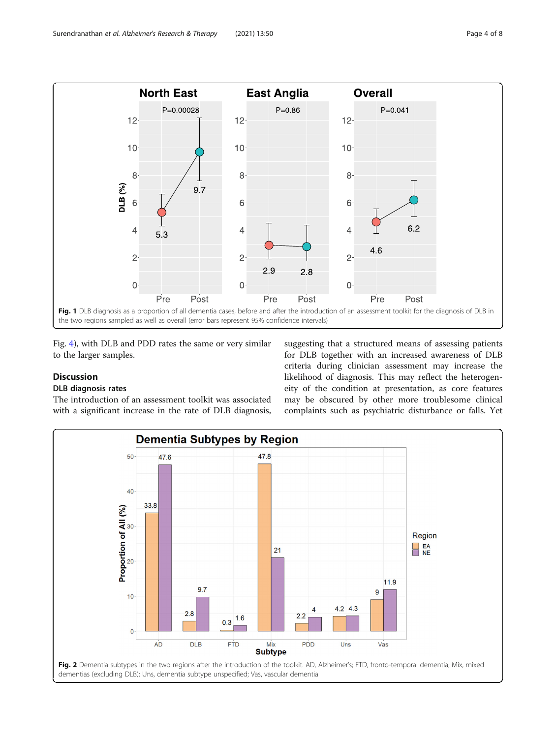North East

P=0.00028

DLB (%)

5.3

9.7

Pre Post

East Anglia

P=0.86

2.9

2.8

Pre Post

Overall

P=0.041

4.6

6.2

Pre Post

**Fig. 1** DLB diagnosis as a proportion of all dementia cases, before and after the introduction of an assessment toolkit for the diagnosis of DLB in the two regions sampled as well as overall (error bars represent 95% confidence intervals)

Fig. 4), with DLB and PDD rates the same or very similar to the larger samples.

## Discussion

### DLB diagnosis rates

The introduction of an assessment toolkit was associated with a significant increase in the rate of DLB diagnosis, suggesting that a structured means of assessing patients for DLB together with an increased awareness of DLB criteria during clinician assessment may increase the likelihood of diagnosis. This may reflect the heterogeneity of the condition at presentation, as core features may be obscured by other more troublesome clinical complaints such as psychiatric disturbance or falls. Yet

Dementia Subtypes by Region

Proportion of All (%)

Region: EA, NE

AD: 33.8, 47.6

DLB: 2.8, 9.7

FTD: 0.3, 1.6

Mix: 47.8, 21

PDD: 2.2, 4

Uns: 4.2, 4.3

Vas: 9, 11.9

Subtype

**Fig. 2** Dementia subtypes in the two regions after the introduction of the toolkit. AD, Alzheimer's; FTD, fronto-temporal dementia; Mix, mixed dementias (excluding DLB); Uns, dementia subtype unspecified; Vas, vascular dementia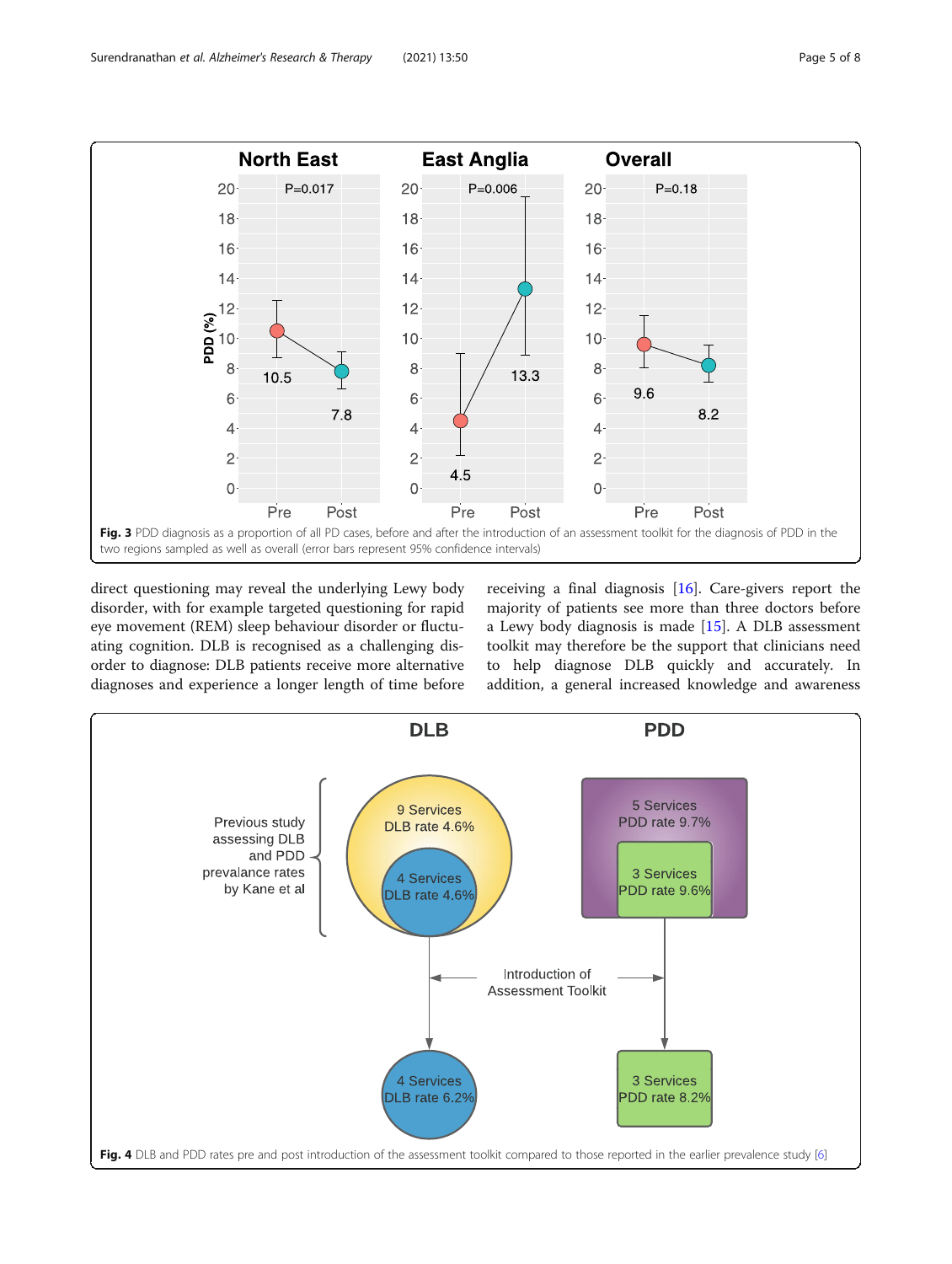North East

P=0.017

PDD (%)

10.5

7.8

Pre

Post

East Anglia

P=0.006

4.5

13.3

Pre

Post

Overall

P=0.18

9.6

8.2

Pre

Post

**Fig. 3** PDD diagnosis as a proportion of all PD cases, before and after the introduction of an assessment toolkit for the diagnosis of PDD in the two regions sampled as well as overall (error bars represent 95% confidence intervals)

direct questioning may reveal the underlying Lewy body disorder, with for example targeted questioning for rapid eye movement (REM) sleep behaviour disorder or fluctuating cognition. DLB is recognised as a challenging disorder to diagnose: DLB patients receive more alternative diagnoses and experience a longer length of time before receiving a final diagnosis [16]. Care-givers report the majority of patients see more than three doctors before a Lewy body diagnosis is made [15]. A DLB assessment toolkit may therefore be the support that clinicians need to help diagnose DLB quickly and accurately. In addition, a general increased knowledge and awareness

DLB

PDD

Previous study assessing DLB and PDD prevalance rates by Kane et al

9 Services
DLB rate 4.6%

4 Services
DLB rate 4.6%

5 Services
PDD rate 9.7%

3 Services
PDD rate 9.6%

Introduction of Assessment Toolkit

4 Services
DLB rate 6.2%

3 Services
PDD rate 8.2%

**Fig. 4** DLB and PDD rates pre and post introduction of the assessment toolkit compared to those reported in the earlier prevalence study [6]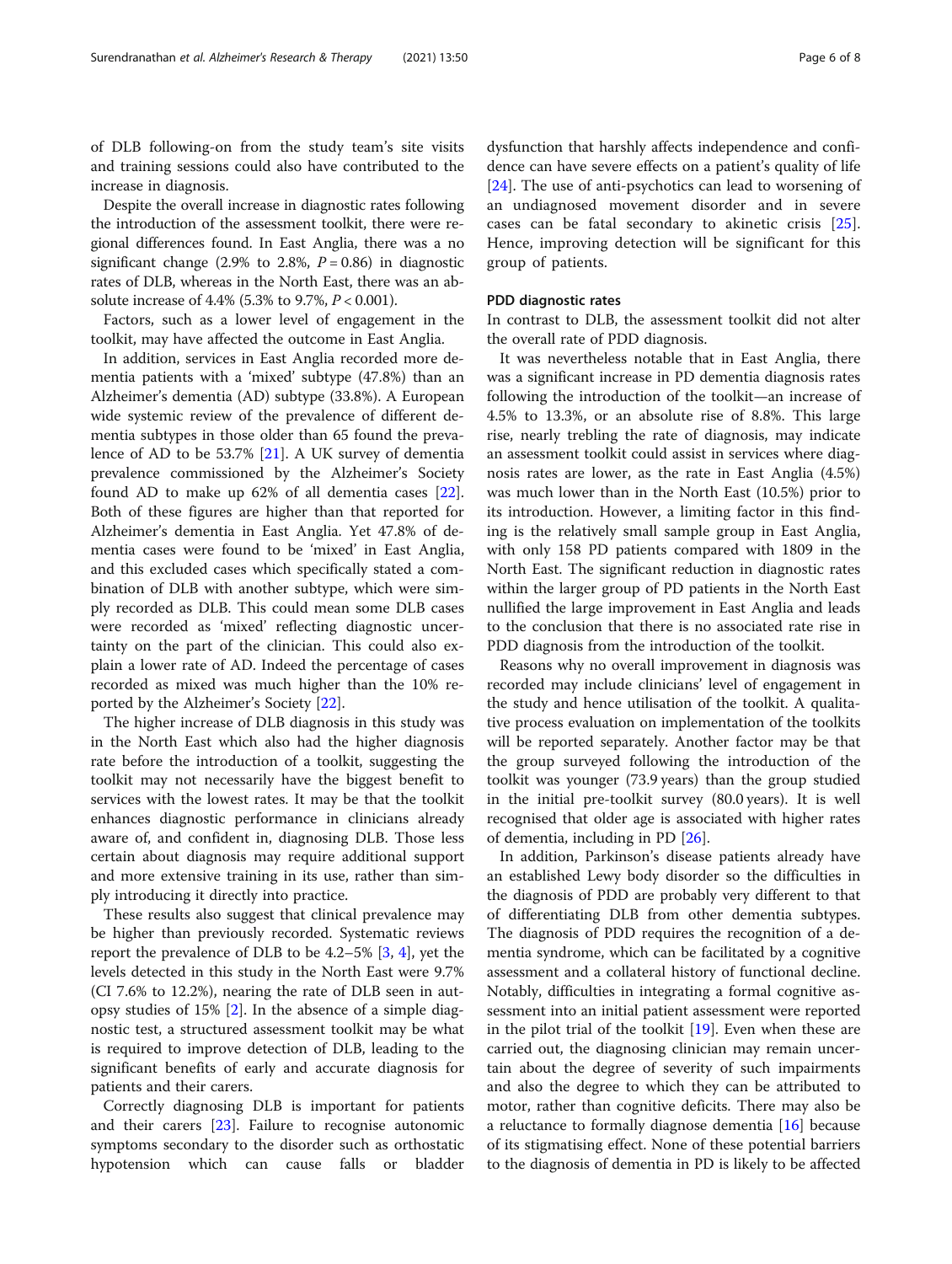of DLB following-on from the study team's site visits and training sessions could also have contributed to the increase in diagnosis.

Despite the overall increase in diagnostic rates following the introduction of the assessment toolkit, there were regional differences found. In East Anglia, there was a no significant change (2.9% to 2.8%, $P = 0.86$) in diagnostic rates of DLB, whereas in the North East, there was an absolute increase of 4.4% (5.3% to 9.7%, $P < 0.001$).

Factors, such as a lower level of engagement in the toolkit, may have affected the outcome in East Anglia.

In addition, services in East Anglia recorded more dementia patients with a 'mixed' subtype (47.8%) than an Alzheimer's dementia (AD) subtype (33.8%). A European wide systemic review of the prevalence of different dementia subtypes in those older than 65 found the prevalence of AD to be 53.7% [21]. A UK survey of dementia prevalence commissioned by the Alzheimer's Society found AD to make up 62% of all dementia cases [22]. Both of these figures are higher than that reported for Alzheimer's dementia in East Anglia. Yet 47.8% of dementia cases were found to be 'mixed' in East Anglia, and this excluded cases which specifically stated a combination of DLB with another subtype, which were simply recorded as DLB. This could mean some DLB cases were recorded as 'mixed' reflecting diagnostic uncertainty on the part of the clinician. This could also explain a lower rate of AD. Indeed the percentage of cases recorded as mixed was much higher than the 10% reported by the Alzheimer's Society [22].

The higher increase of DLB diagnosis in this study was in the North East which also had the higher diagnosis rate before the introduction of a toolkit, suggesting the toolkit may not necessarily have the biggest benefit to services with the lowest rates. It may be that the toolkit enhances diagnostic performance in clinicians already aware of, and confident in, diagnosing DLB. Those less certain about diagnosis may require additional support and more extensive training in its use, rather than simply introducing it directly into practice.

These results also suggest that clinical prevalence may be higher than previously recorded. Systematic reviews report the prevalence of DLB to be 4.2–5% [3, 4], yet the levels detected in this study in the North East were 9.7% (CI 7.6% to 12.2%), nearing the rate of DLB seen in autopsy studies of 15% [2]. In the absence of a simple diagnostic test, a structured assessment toolkit may be what is required to improve detection of DLB, leading to the significant benefits of early and accurate diagnosis for patients and their carers.

Correctly diagnosing DLB is important for patients and their carers [23]. Failure to recognise autonomic symptoms secondary to the disorder such as orthostatic hypotension which can cause falls or bladder dysfunction that harshly affects independence and confidence can have severe effects on a patient's quality of life [24]. The use of anti-psychotics can lead to worsening of an undiagnosed movement disorder and in severe cases can be fatal secondary to akinetic crisis [25]. Hence, improving detection will be significant for this group of patients.

#### PDD diagnostic rates

In contrast to DLB, the assessment toolkit did not alter the overall rate of PDD diagnosis.

It was nevertheless notable that in East Anglia, there was a significant increase in PD dementia diagnosis rates following the introduction of the toolkit—an increase of 4.5% to 13.3%, or an absolute rise of 8.8%. This large rise, nearly trebling the rate of diagnosis, may indicate an assessment toolkit could assist in services where diagnosis rates are lower, as the rate in East Anglia (4.5%) was much lower than in the North East (10.5%) prior to its introduction. However, a limiting factor in this finding is the relatively small sample group in East Anglia, with only 158 PD patients compared with 1809 in the North East. The significant reduction in diagnostic rates within the larger group of PD patients in the North East nullified the large improvement in East Anglia and leads to the conclusion that there is no associated rate rise in PDD diagnosis from the introduction of the toolkit.

Reasons why no overall improvement in diagnosis was recorded may include clinicians' level of engagement in the study and hence utilisation of the toolkit. A qualitative process evaluation on implementation of the toolkits will be reported separately. Another factor may be that the group surveyed following the introduction of the toolkit was younger (73.9 years) than the group studied in the initial pre-toolkit survey (80.0 years). It is well recognised that older age is associated with higher rates of dementia, including in PD [26].

In addition, Parkinson's disease patients already have an established Lewy body disorder so the difficulties in the diagnosis of PDD are probably very different to that of differentiating DLB from other dementia subtypes. The diagnosis of PDD requires the recognition of a dementia syndrome, which can be facilitated by a cognitive assessment and a collateral history of functional decline. Notably, difficulties in integrating a formal cognitive assessment into an initial patient assessment were reported in the pilot trial of the toolkit [19]. Even when these are carried out, the diagnosing clinician may remain uncertain about the degree of severity of such impairments and also the degree to which they can be attributed to motor, rather than cognitive deficits. There may also be a reluctance to formally diagnose dementia [16] because of its stigmatising effect. None of these potential barriers to the diagnosis of dementia in PD is likely to be affected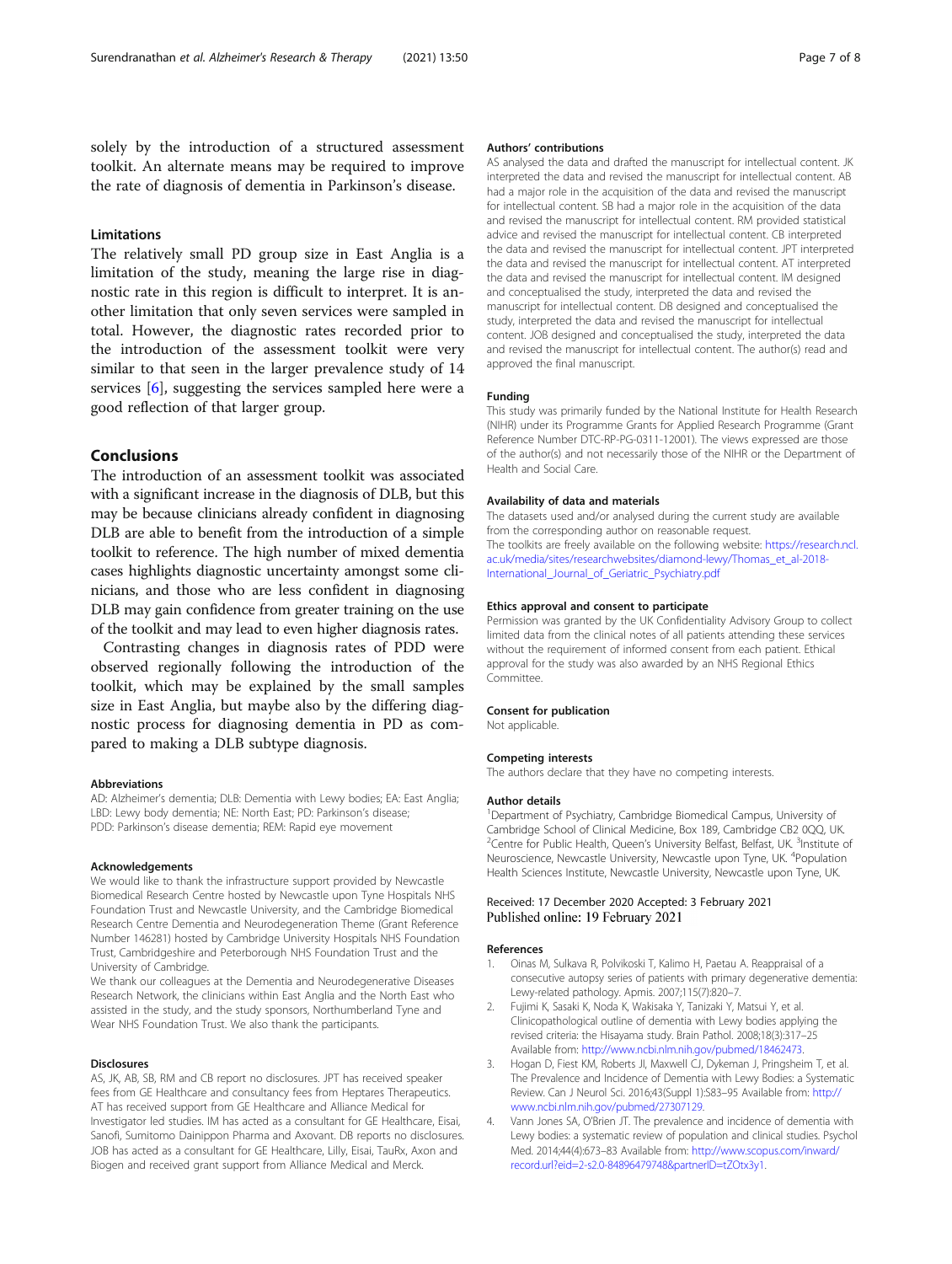solely by the introduction of a structured assessment toolkit. An alternate means may be required to improve the rate of diagnosis of dementia in Parkinson's disease.

### Limitations

The relatively small PD group size in East Anglia is a limitation of the study, meaning the large rise in diagnostic rate in this region is difficult to interpret. It is another limitation that only seven services were sampled in total. However, the diagnostic rates recorded prior to the introduction of the assessment toolkit were very similar to that seen in the larger prevalence study of 14 services [6], suggesting the services sampled here were a good reflection of that larger group.

## Conclusions

The introduction of an assessment toolkit was associated with a significant increase in the diagnosis of DLB, but this may be because clinicians already confident in diagnosing DLB are able to benefit from the introduction of a simple toolkit to reference. The high number of mixed dementia cases highlights diagnostic uncertainty amongst some clinicians, and those who are less confident in diagnosing DLB may gain confidence from greater training on the use of the toolkit and may lead to even higher diagnosis rates.

Contrasting changes in diagnosis rates of PDD were observed regionally following the introduction of the toolkit, which may be explained by the small samples size in East Anglia, but maybe also by the differing diagnostic process for diagnosing dementia in PD as compared to making a DLB subtype diagnosis.

#### Abbreviations

AD: Alzheimer's dementia; DLB: Dementia with Lewy bodies; EA: East Anglia; LBD: Lewy body dementia; NE: North East; PD: Parkinson's disease; PDD: Parkinson's disease dementia; REM: Rapid eye movement

#### Acknowledgements

We would like to thank the infrastructure support provided by Newcastle Biomedical Research Centre hosted by Newcastle upon Tyne Hospitals NHS Foundation Trust and Newcastle University, and the Cambridge Biomedical Research Centre Dementia and Neurodegeneration Theme (Grant Reference Number 146281) hosted by Cambridge University Hospitals NHS Foundation Trust, Cambridgeshire and Peterborough NHS Foundation Trust and the University of Cambridge.

We thank our colleagues at the Dementia and Neurodegenerative Diseases Research Network, the clinicians within East Anglia and the North East who assisted in the study, and the study sponsors, Northumberland Tyne and Wear NHS Foundation Trust. We also thank the participants.

#### Disclosures

AS, JK, AB, SB, RM and CB report no disclosures. JPT has received speaker fees from GE Healthcare and consultancy fees from Heptares Therapeutics. AT has received support from GE Healthcare and Alliance Medical for Investigator led studies. IM has acted as a consultant for GE Healthcare, Eisai, Sanofi, Sumitomo Dainippon Pharma and Axovant. DB reports no disclosures. JOB has acted as a consultant for GE Healthcare, Lilly, Eisai, TauRx, Axon and Biogen and received grant support from Alliance Medical and Merck.

#### Authors' contributions

AS analysed the data and drafted the manuscript for intellectual content. JK interpreted the data and revised the manuscript for intellectual content. AB had a major role in the acquisition of the data and revised the manuscript for intellectual content. SB had a major role in the acquisition of the data and revised the manuscript for intellectual content. RM provided statistical advice and revised the manuscript for intellectual content. CB interpreted the data and revised the manuscript for intellectual content. JPT interpreted the data and revised the manuscript for intellectual content. AT interpreted the data and revised the manuscript for intellectual content. IM designed and conceptualised the study, interpreted the data and revised the manuscript for intellectual content. DB designed and conceptualised the study, interpreted the data and revised the manuscript for intellectual content. JOB designed and conceptualised the study, interpreted the data and revised the manuscript for intellectual content. The author(s) read and approved the final manuscript.

#### Funding

This study was primarily funded by the National Institute for Health Research (NIHR) under its Programme Grants for Applied Research Programme (Grant Reference Number DTC-RP-PG-0311-12001). The views expressed are those of the author(s) and not necessarily those of the NIHR or the Department of Health and Social Care.

#### Availability of data and materials

The datasets used and/or analysed during the current study are available from the corresponding author on reasonable request.
The toolkits are freely available on the following website: https://research.ncl.ac.uk/media/sites/researchwebsites/diamond-lewy/Thomas_et_al-2018-International_Journal_of_Geriatric_Psychiatry.pdf

#### Ethics approval and consent to participate

Permission was granted by the UK Confidentiality Advisory Group to collect limited data from the clinical notes of all patients attending these services without the requirement of informed consent from each patient. Ethical approval for the study was also awarded by an NHS Regional Ethics Committee.

#### Consent for publication

Not applicable.

#### Competing interests

The authors declare that they have no competing interests.

#### Author details

[1]Department of Psychiatry, Cambridge Biomedical Campus, University of Cambridge School of Clinical Medicine, Box 189, Cambridge CB2 0QQ, UK. [2]Centre for Public Health, Queen's University Belfast, Belfast, UK. [3]Institute of Neuroscience, Newcastle University, Newcastle upon Tyne, UK. [4]Population Health Sciences Institute, Newcastle University, Newcastle upon Tyne, UK.

Received: 17 December 2020 Accepted: 3 February 2021
Published online: 19 February 2021

#### References

1. Oinas M, Sulkava R, Polvikoski T, Kalimo H, Paetau A. Reappraisal of a consecutive autopsy series of patients with primary degenerative dementia: Lewy-related pathology. Apmis. 2007;115(7):820–7.
2. Fujimi K, Sasaki K, Noda K, Wakisaka Y, Tanizaki Y, Matsui Y, et al. Clinicopathological outline of dementia with Lewy bodies applying the revised criteria: the Hisayama study. Brain Pathol. 2008;18(3):317–25 Available from: http://www.ncbi.nlm.nih.gov/pubmed/18462473.
3. Hogan D, Fiest KM, Roberts JI, Maxwell CJ, Dykeman J, Pringsheim T, et al. The Prevalence and Incidence of Dementia with Lewy Bodies: a Systematic Review. Can J Neurol Sci. 2016;43(Suppl 1):S83–95 Available from: http://www.ncbi.nlm.nih.gov/pubmed/27307129.
4. Vann Jones SA, O'Brien JT. The prevalence and incidence of dementia with Lewy bodies: a systematic review of population and clinical studies. Psychol Med. 2014;44(4):673–83 Available from: http://www.scopus.com/inward/record.url?eid=2-s2.0-84896479748&partnerID=tZOtx3y1.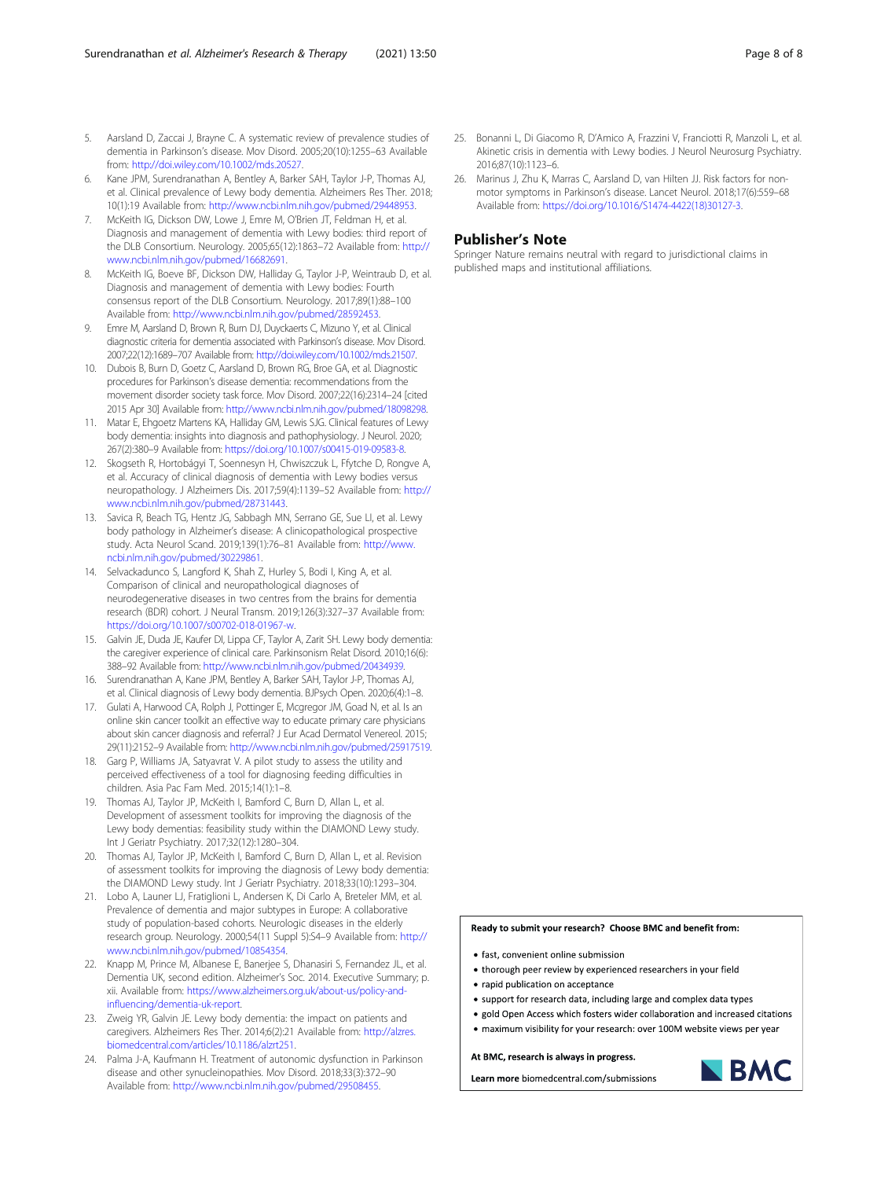5. Aarsland D, Zaccai J, Brayne C. A systematic review of prevalence studies of dementia in Parkinson's disease. Mov Disord. 2005;20(10):1255–63 Available from: http://doi.wiley.com/10.1002/mds.20527.
6. Kane JPM, Surendranathan A, Bentley A, Barker SAH, Taylor J-P, Thomas AJ, et al. Clinical prevalence of Lewy body dementia. Alzheimers Res Ther. 2018; 10(1):19 Available from: http://www.ncbi.nlm.nih.gov/pubmed/29448953.
7. McKeith IG, Dickson DW, Lowe J, Emre M, O'Brien JT, Feldman H, et al. Diagnosis and management of dementia with Lewy bodies: third report of the DLB Consortium. Neurology. 2005;65(12):1863–72 Available from: http://www.ncbi.nlm.nih.gov/pubmed/16682691.
8. McKeith IG, Boeve BF, Dickson DW, Halliday G, Taylor J-P, Weintraub D, et al. Diagnosis and management of dementia with Lewy bodies: Fourth consensus report of the DLB Consortium. Neurology. 2017;89(1):88–100 Available from: http://www.ncbi.nlm.nih.gov/pubmed/28592453.
9. Emre M, Aarsland D, Brown R, Burn DJ, Duyckaerts C, Mizuno Y, et al. Clinical diagnostic criteria for dementia associated with Parkinson's disease. Mov Disord. 2007;22(12):1689–707 Available from: http://doi.wiley.com/10.1002/mds.21507.
10. Dubois B, Burn D, Goetz C, Aarsland D, Brown RG, Broe GA, et al. Diagnostic procedures for Parkinson's disease dementia: recommendations from the movement disorder society task force. Mov Disord. 2007;22(16):2314–24 [cited 2015 Apr 30] Available from: http://www.ncbi.nlm.nih.gov/pubmed/18098298.
11. Matar E, Ehgoetz Martens KA, Halliday GM, Lewis SJG. Clinical features of Lewy body dementia: insights into diagnosis and pathophysiology. J Neurol. 2020; 267(2):380–9 Available from: https://doi.org/10.1007/s00415-019-09583-8.
12. Skogseth R, Hortobágyi T, Soennesyn H, Chwiszczuk L, Ffytche D, Rongve A, et al. Accuracy of clinical diagnosis of dementia with Lewy bodies versus neuropathology. J Alzheimers Dis. 2017;59(4):1139–52 Available from: http://www.ncbi.nlm.nih.gov/pubmed/28731443.
13. Savica R, Beach TG, Hentz JG, Sabbagh MN, Serrano GE, Sue LI, et al. Lewy body pathology in Alzheimer's disease: A clinicopathological prospective study. Acta Neurol Scand. 2019;139(1):76–81 Available from: http://www.ncbi.nlm.nih.gov/pubmed/30229861.
14. Selvackadunco S, Langford K, Shah Z, Hurley S, Bodi I, King A, et al. Comparison of clinical and neuropathological diagnoses of neurodegenerative diseases in two centres from the brains for dementia research (BDR) cohort. J Neural Transm. 2019;126(3):327–37 Available from: https://doi.org/10.1007/s00702-018-01967-w.
15. Galvin JE, Duda JE, Kaufer DI, Lippa CF, Taylor A, Zarit SH. Lewy body dementia: the caregiver experience of clinical care. Parkinsonism Relat Disord. 2010;16(6): 388–92 Available from: http://www.ncbi.nlm.nih.gov/pubmed/20434939.
16. Surendranathan A, Kane JPM, Bentley A, Barker SAH, Taylor J-P, Thomas AJ, et al. Clinical diagnosis of Lewy body dementia. BJPsych Open. 2020;6(4):1–8.
17. Gulati A, Harwood CA, Rolph J, Pottinger E, Mcgregor JM, Goad N, et al. Is an online skin cancer toolkit an effective way to educate primary care physicians about skin cancer diagnosis and referral? J Eur Acad Dermatol Venereol. 2015; 29(11):2152–9 Available from: http://www.ncbi.nlm.nih.gov/pubmed/25917519.
18. Garg P, Williams JA, Satyavrat V. A pilot study to assess the utility and perceived effectiveness of a tool for diagnosing feeding difficulties in children. Asia Pac Fam Med. 2015;14(1):1–8.
19. Thomas AJ, Taylor JP, McKeith I, Bamford C, Burn D, Allan L, et al. Development of assessment toolkits for improving the diagnosis of the Lewy body dementias: feasibility study within the DIAMOND Lewy study. Int J Geriatr Psychiatry. 2017;32(12):1280–304.
20. Thomas AJ, Taylor JP, McKeith I, Bamford C, Burn D, Allan L, et al. Revision of assessment toolkits for improving the diagnosis of Lewy body dementia: the DIAMOND Lewy study. Int J Geriatr Psychiatry. 2018;33(10):1293–304.
21. Lobo A, Launer LJ, Fratiglioni L, Andersen K, Di Carlo A, Breteler MM, et al. Prevalence of dementia and major subtypes in Europe: A collaborative study of population-based cohorts. Neurologic diseases in the elderly research group. Neurology. 2000;54(11 Suppl 5):S4–9 Available from: http://www.ncbi.nlm.nih.gov/pubmed/10854354.
22. Knapp M, Prince M, Albanese E, Banerjee S, Dhanasiri S, Fernandez JL, et al. Dementia UK, second edition. Alzheimer's Soc. 2014. Executive Summary; p. xii. Available from: https://www.alzheimers.org.uk/about-us/policy-and-influencing/dementia-uk-report.
23. Zweig YR, Galvin JE. Lewy body dementia: the impact on patients and caregivers. Alzheimers Res Ther. 2014;6(2):21 Available from: http://alzres.biomedcentral.com/articles/10.1186/alzrt251.
24. Palma J-A, Kaufmann H. Treatment of autonomic dysfunction in Parkinson disease and other synucleinopathies. Mov Disord. 2018;33(3):372–90 Available from: http://www.ncbi.nlm.nih.gov/pubmed/29508455.
25. Bonanni L, Di Giacomo R, D'Amico A, Frazzini V, Franciotti R, Manzoli L, et al. Akinetic crisis in dementia with Lewy bodies. J Neurol Neurosurg Psychiatry. 2016;87(10):1123–6.
26. Marinus J, Zhu K, Marras C, Aarsland D, van Hilten JJ. Risk factors for non-motor symptoms in Parkinson's disease. Lancet Neurol. 2018;17(6):559–68 Available from: https://doi.org/10.1016/S1474-4422(18)30127-3.

## Publisher's Note

Springer Nature remains neutral with regard to jurisdictional claims in published maps and institutional affiliations.

**Ready to submit your research? Choose BMC and benefit from:**

- fast, convenient online submission
- thorough peer review by experienced researchers in your field
- rapid publication on acceptance
- support for research data, including large and complex data types
- gold Open Access which fosters wider collaboration and increased citations
- maximum visibility for your research: over 100M website views per year

**At BMC, research is always in progress.**

**Learn more** biomedcentral.com/submissions